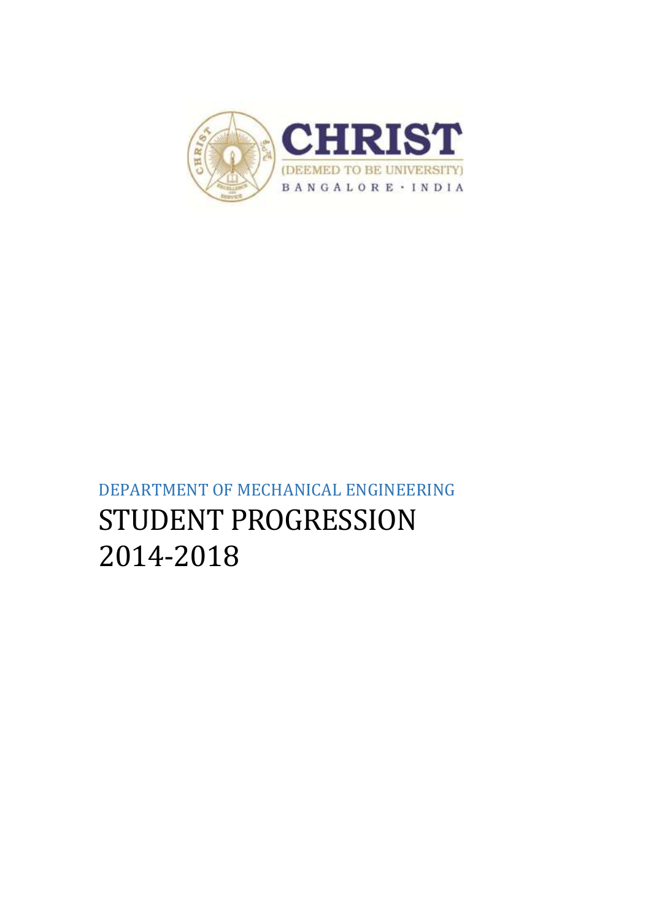CHRIST

(DEEMED TO BE UNIVERSITY)

BANGALORE · INDIA

DEPARTMENT OF MECHANICAL ENGINEERING

# STUDENT PROGRESSION 2014-2018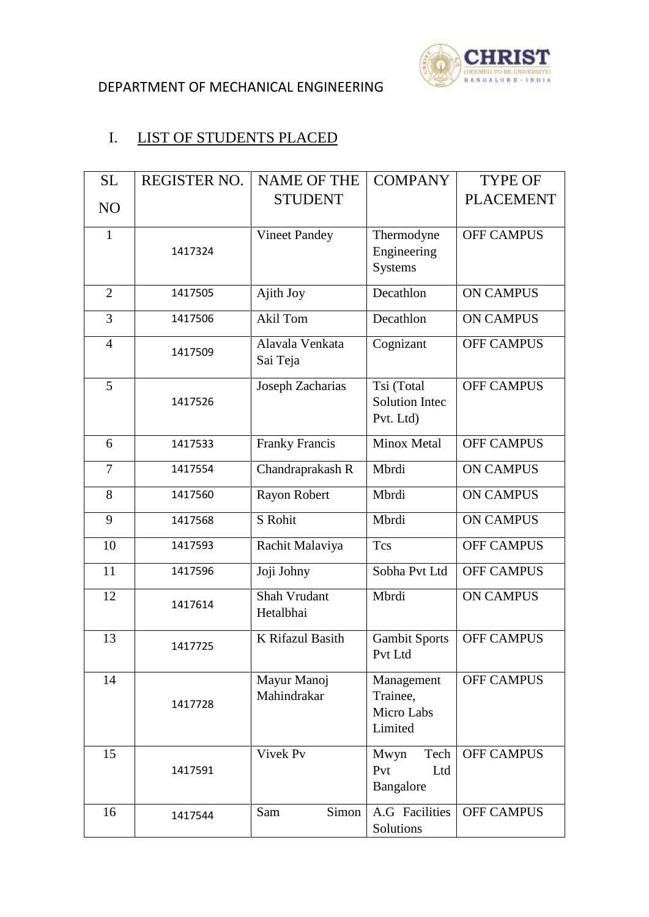DEPARTMENT OF MECHANICAL ENGINEERING

## I. LIST OF STUDENTS PLACED

| SL NO | REGISTER NO. | NAME OF THE STUDENT | COMPANY | TYPE OF PLACEMENT |
|---|---|---|---|---|
| 1 | 1417324 | Vineet Pandey | Thermodyne Engineering Systems | OFF CAMPUS |
| 2 | 1417505 | Ajith Joy | Decathlon | ON CAMPUS |
| 3 | 1417506 | Akil Tom | Decathlon | ON CAMPUS |
| 4 | 1417509 | Alavala Venkata Sai Teja | Cognizant | OFF CAMPUS |
| 5 | 1417526 | Joseph Zacharias | Tsi (Total Solution Intec Pvt. Ltd) | OFF CAMPUS |
| 6 | 1417533 | Franky Francis | Minox Metal | OFF CAMPUS |
| 7 | 1417554 | Chandraprakash R | Mbrdi | ON CAMPUS |
| 8 | 1417560 | Rayon Robert | Mbrdi | ON CAMPUS |
| 9 | 1417568 | S Rohit | Mbrdi | ON CAMPUS |
| 10 | 1417593 | Rachit Malaviya | Tcs | OFF CAMPUS |
| 11 | 1417596 | Joji Johny | Sobha Pvt Ltd | OFF CAMPUS |
| 12 | 1417614 | Shah Vrudant Hetalbhai | Mbrdi | ON CAMPUS |
| 13 | 1417725 | K Rifazul Basith | Gambit Sports Pvt Ltd | OFF CAMPUS |
| 14 | 1417728 | Mayur Manoj Mahindrakar | Management Trainee, Micro Labs Limited | OFF CAMPUS |
| 15 | 1417591 | Vivek Pv | Mwyn Tech Pvt Ltd Bangalore | OFF CAMPUS |
| 16 | 1417544 | Sam Simon | A.G Facilities Solutions | OFF CAMPUS |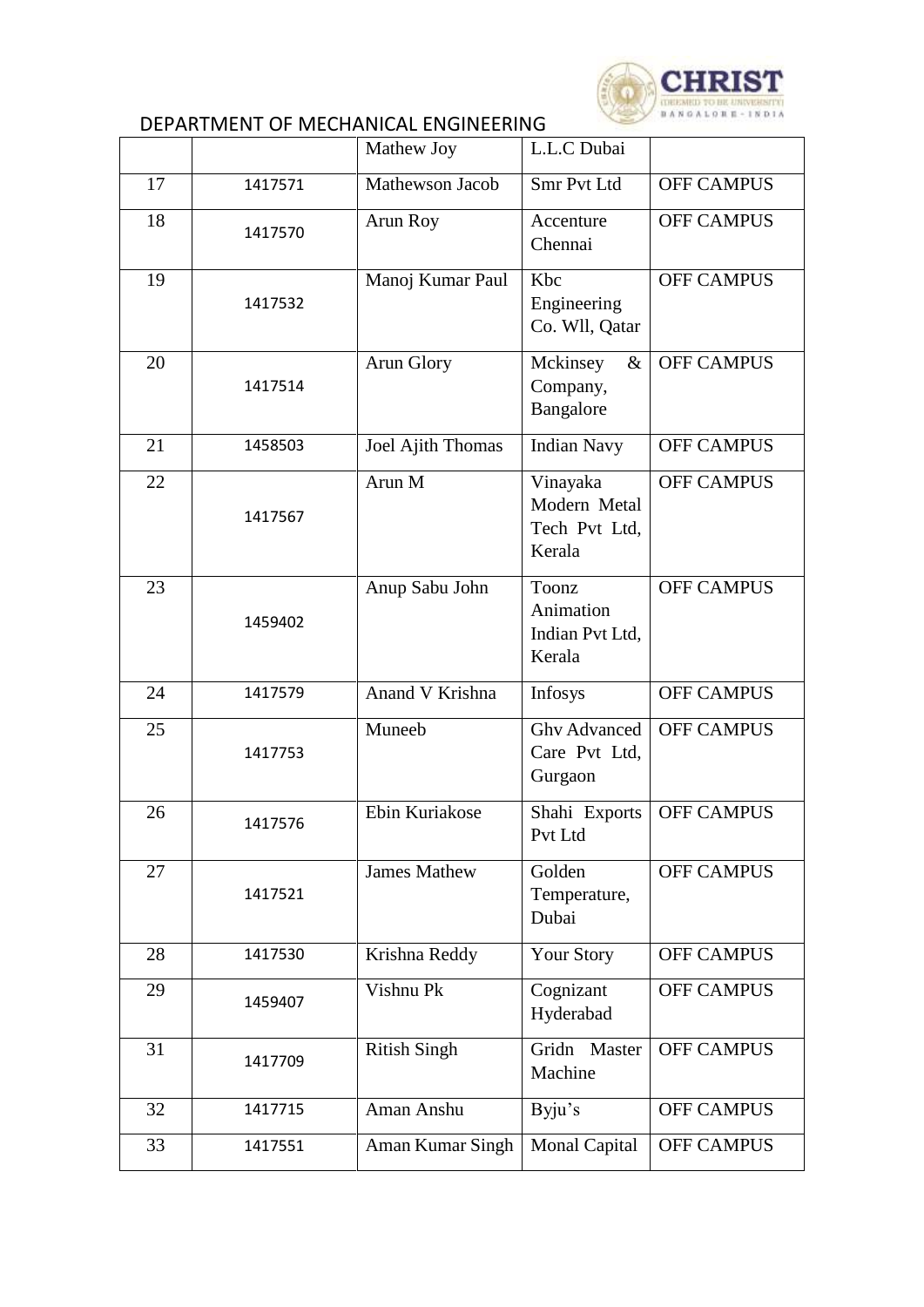DEPARTMENT OF MECHANICAL ENGINEERING

| | | | | |
|---|---|---|---|---|
| | | Mathew Joy | L.L.C Dubai | |
| 17 | 1417571 | Mathewson Jacob | Smr Pvt Ltd | OFF CAMPUS |
| 18 | 1417570 | Arun Roy | Accenture Chennai | OFF CAMPUS |
| 19 | 1417532 | Manoj Kumar Paul | Kbc Engineering Co. Wll, Qatar | OFF CAMPUS |
| 20 | 1417514 | Arun Glory | Mckinsey & Company, Bangalore | OFF CAMPUS |
| 21 | 1458503 | Joel Ajith Thomas | Indian Navy | OFF CAMPUS |
| 22 | 1417567 | Arun M | Vinayaka Modern Metal Tech Pvt Ltd, Kerala | OFF CAMPUS |
| 23 | 1459402 | Anup Sabu John | Toonz Animation Indian Pvt Ltd, Kerala | OFF CAMPUS |
| 24 | 1417579 | Anand V Krishna | Infosys | OFF CAMPUS |
| 25 | 1417753 | Muneeb | Ghv Advanced Care Pvt Ltd, Gurgaon | OFF CAMPUS |
| 26 | 1417576 | Ebin Kuriakose | Shahi Exports Pvt Ltd | OFF CAMPUS |
| 27 | 1417521 | James Mathew | Golden Temperature, Dubai | OFF CAMPUS |
| 28 | 1417530 | Krishna Reddy | Your Story | OFF CAMPUS |
| 29 | 1459407 | Vishnu Pk | Cognizant Hyderabad | OFF CAMPUS |
| 31 | 1417709 | Ritish Singh | Gridn Master Machine | OFF CAMPUS |
| 32 | 1417715 | Aman Anshu | Byju's | OFF CAMPUS |
| 33 | 1417551 | Aman Kumar Singh | Monal Capital | OFF CAMPUS |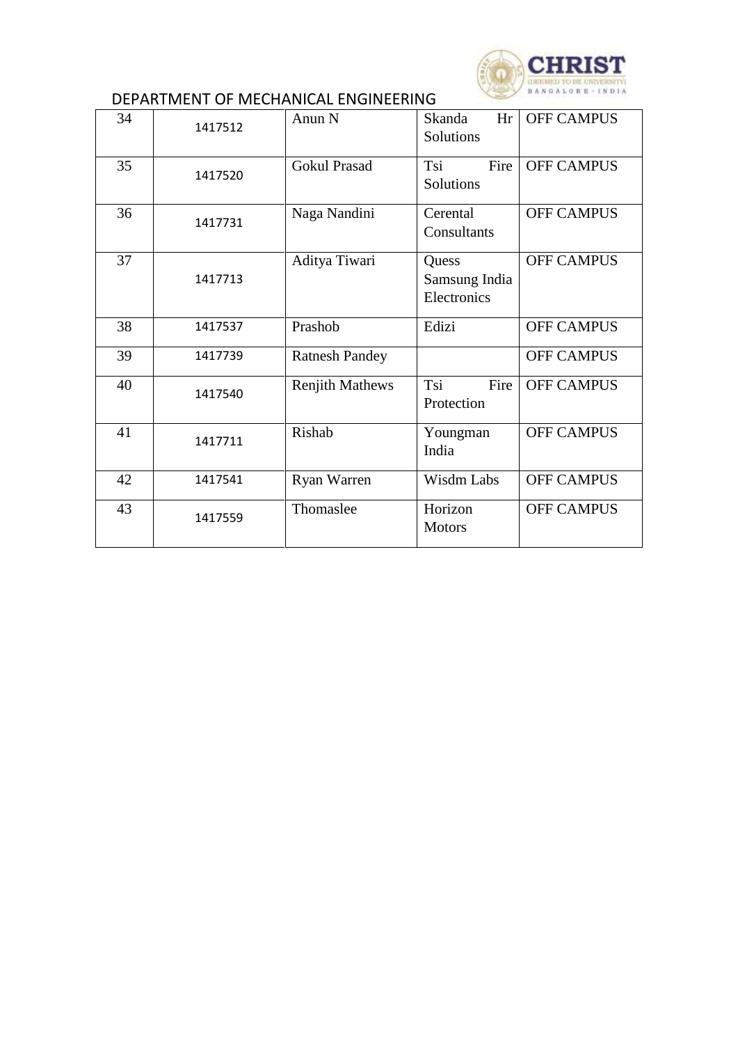DEPARTMENT OF MECHANICAL ENGINEERING

| 34 | 1417512 | Anun N | Skanda Hr Solutions | OFF CAMPUS |
|---|---|---|---|---|
| 35 | 1417520 | Gokul Prasad | Tsi Fire Solutions | OFF CAMPUS |
| 36 | 1417731 | Naga Nandini | Cerental Consultants | OFF CAMPUS |
| 37 | 1417713 | Aditya Tiwari | Quess Samsung India Electronics | OFF CAMPUS |
| 38 | 1417537 | Prashob | Edizi | OFF CAMPUS |
| 39 | 1417739 | Ratnesh Pandey | | OFF CAMPUS |
| 40 | 1417540 | Renjith Mathews | Tsi Fire Protection | OFF CAMPUS |
| 41 | 1417711 | Rishab | Youngman India | OFF CAMPUS |
| 42 | 1417541 | Ryan Warren | Wisdm Labs | OFF CAMPUS |
| 43 | 1417559 | Thomaslee | Horizon Motors | OFF CAMPUS |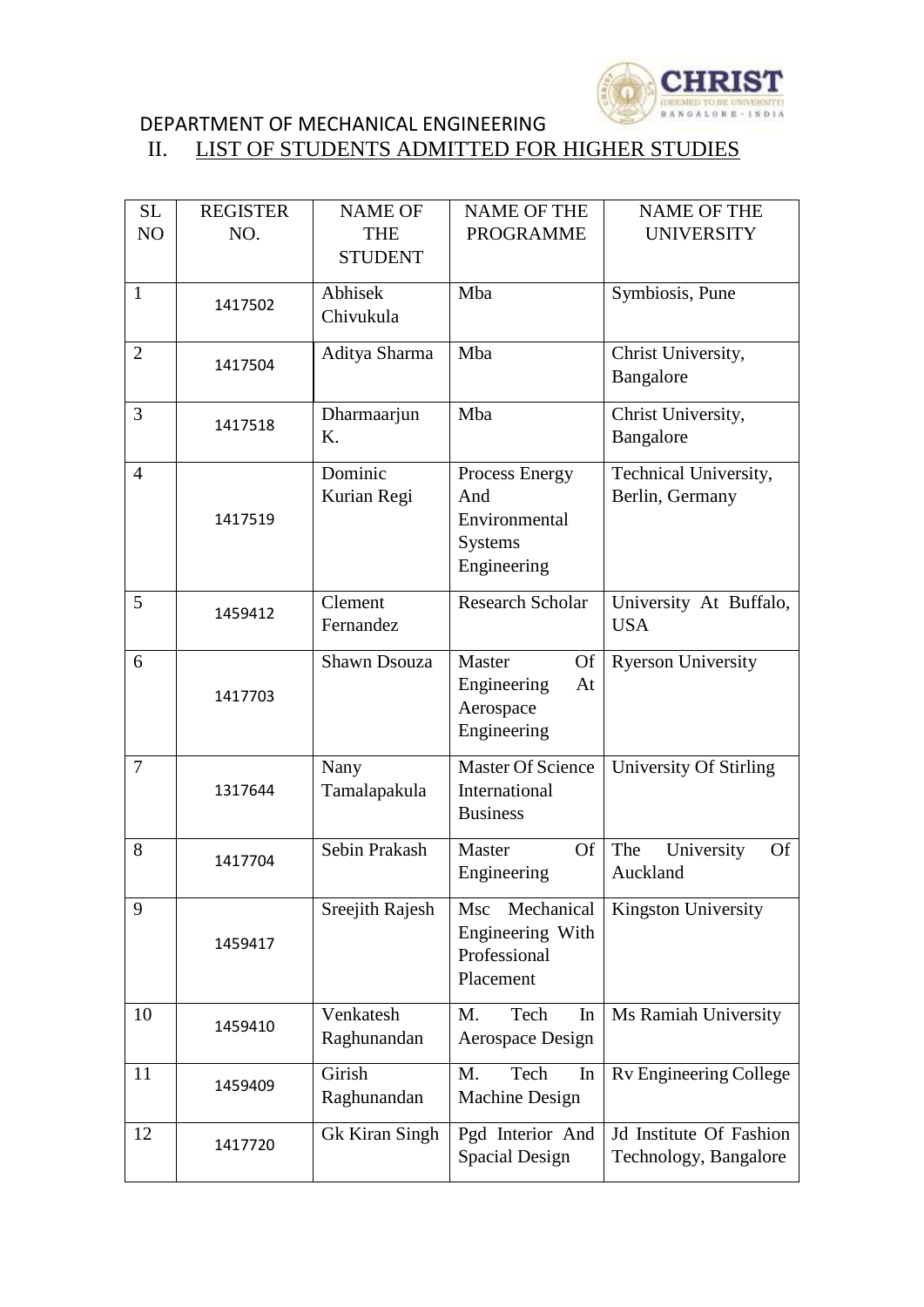DEPARTMENT OF MECHANICAL ENGINEERING

## II. LIST OF STUDENTS ADMITTED FOR HIGHER STUDIES

| SL NO | REGISTER NO. | NAME OF THE STUDENT | NAME OF THE PROGRAMME | NAME OF THE UNIVERSITY |
|---|---|---|---|---|
| 1 | 1417502 | Abhisek Chivukula | Mba | Symbiosis, Pune |
| 2 | 1417504 | Aditya Sharma | Mba | Christ University, Bangalore |
| 3 | 1417518 | Dharmaarjun K. | Mba | Christ University, Bangalore |
| 4 | 1417519 | Dominic Kurian Regi | Process Energy And Environmental Systems Engineering | Technical University, Berlin, Germany |
| 5 | 1459412 | Clement Fernandez | Research Scholar | University At Buffalo, USA |
| 6 | 1417703 | Shawn Dsouza | Master Of Engineering At Aerospace Engineering | Ryerson University |
| 7 | 1317644 | Nany Tamalapakula | Master Of Science International Business | University Of Stirling |
| 8 | 1417704 | Sebin Prakash | Master Of Engineering | The University Of Auckland |
| 9 | 1459417 | Sreejith Rajesh | Msc Mechanical Engineering With Professional Placement | Kingston University |
| 10 | 1459410 | Venkatesh Raghunandan | M. Tech In Aerospace Design | Ms Ramiah University |
| 11 | 1459409 | Girish Raghunandan | M. Tech In Machine Design | Rv Engineering College |
| 12 | 1417720 | Gk Kiran Singh | Pgd Interior And Spacial Design | Jd Institute Of Fashion Technology, Bangalore |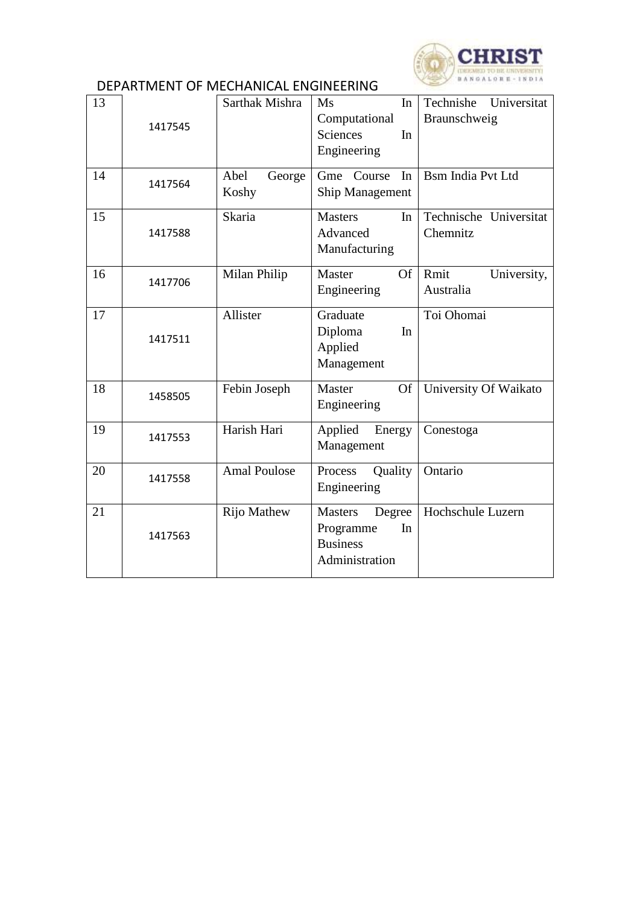## DEPARTMENT OF MECHANICAL ENGINEERING

| | | | | |
|---|---|---|---|---|
| 13 | 1417545 | Sarthak Mishra | Ms In Computational Sciences In Engineering | Technishe Universitat Braunschweig |
| 14 | 1417564 | Abel George Koshy | Gme Course In Ship Management | Bsm India Pvt Ltd |
| 15 | 1417588 | Skaria | Masters In Advanced Manufacturing | Technische Universitat Chemnitz |
| 16 | 1417706 | Milan Philip | Master Of Engineering | Rmit University, Australia |
| 17 | 1417511 | Allister | Graduate Diploma In Applied Management | Toi Ohomai |
| 18 | 1458505 | Febin Joseph | Master Of Engineering | University Of Waikato |
| 19 | 1417553 | Harish Hari | Applied Energy Management | Conestoga |
| 20 | 1417558 | Amal Poulose | Process Quality Engineering | Ontario |
| 21 | 1417563 | Rijo Mathew | Masters Degree Programme In Business Administration | Hochschule Luzern |